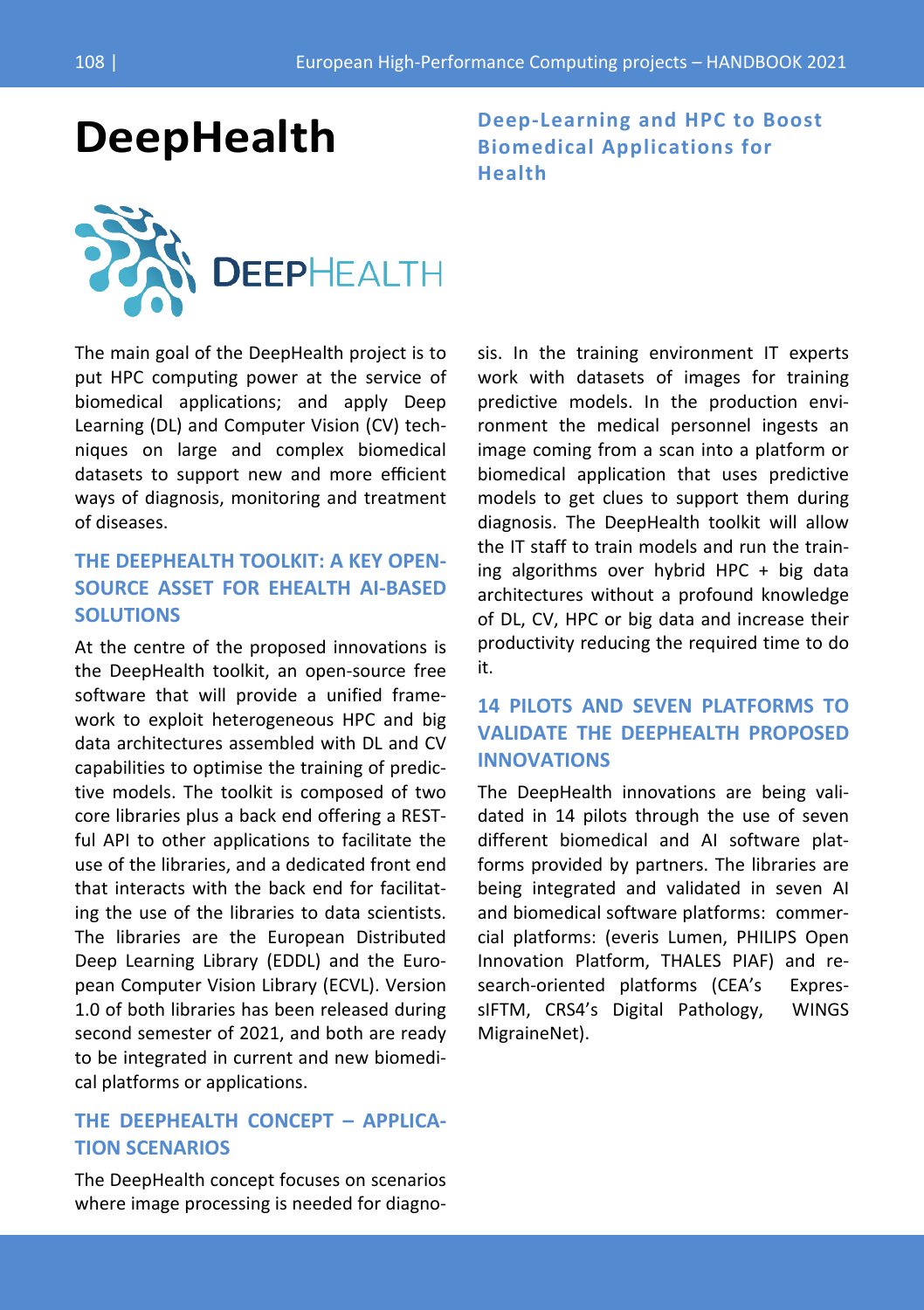# DeepHealth

**Deep-Learning and HPC to Boost Biomedical Applications for Health**

The main goal of the DeepHealth project is to put HPC computing power at the service of biomedical applications; and apply Deep Learning (DL) and Computer Vision (CV) techniques on large and complex biomedical datasets to support new and more efficient ways of diagnosis, monitoring and treatment of diseases.

## THE DEEPHEALTH TOOLKIT: A KEY OPEN-SOURCE ASSET FOR EHEALTH AI-BASED SOLUTIONS

At the centre of the proposed innovations is the DeepHealth toolkit, an open-source free software that will provide a unified framework to exploit heterogeneous HPC and big data architectures assembled with DL and CV capabilities to optimise the training of predictive models. The toolkit is composed of two core libraries plus a back end offering a RESTful API to other applications to facilitate the use of the libraries, and a dedicated front end that interacts with the back end for facilitating the use of the libraries to data scientists. The libraries are the European Distributed Deep Learning Library (EDDL) and the European Computer Vision Library (ECVL). Version 1.0 of both libraries has been released during second semester of 2021, and both are ready to be integrated in current and new biomedical platforms or applications.

## THE DEEPHEALTH CONCEPT – APPLICATION SCENARIOS

The DeepHealth concept focuses on scenarios where image processing is needed for diagnosis. In the training environment IT experts work with datasets of images for training predictive models. In the production environment the medical personnel ingests an image coming from a scan into a platform or biomedical application that uses predictive models to get clues to support them during diagnosis. The DeepHealth toolkit will allow the IT staff to train models and run the training algorithms over hybrid HPC + big data architectures without a profound knowledge of DL, CV, HPC or big data and increase their productivity reducing the required time to do it.

## 14 PILOTS AND SEVEN PLATFORMS TO VALIDATE THE DEEPHEALTH PROPOSED INNOVATIONS

The DeepHealth innovations are being validated in 14 pilots through the use of seven different biomedical and AI software platforms provided by partners. The libraries are being integrated and validated in seven AI and biomedical software platforms: commercial platforms: (everis Lumen, PHILIPS Open Innovation Platform, THALES PIAF) and research-oriented platforms (CEA's ExpressIFTM, CRS4's Digital Pathology, WINGS MigraineNet).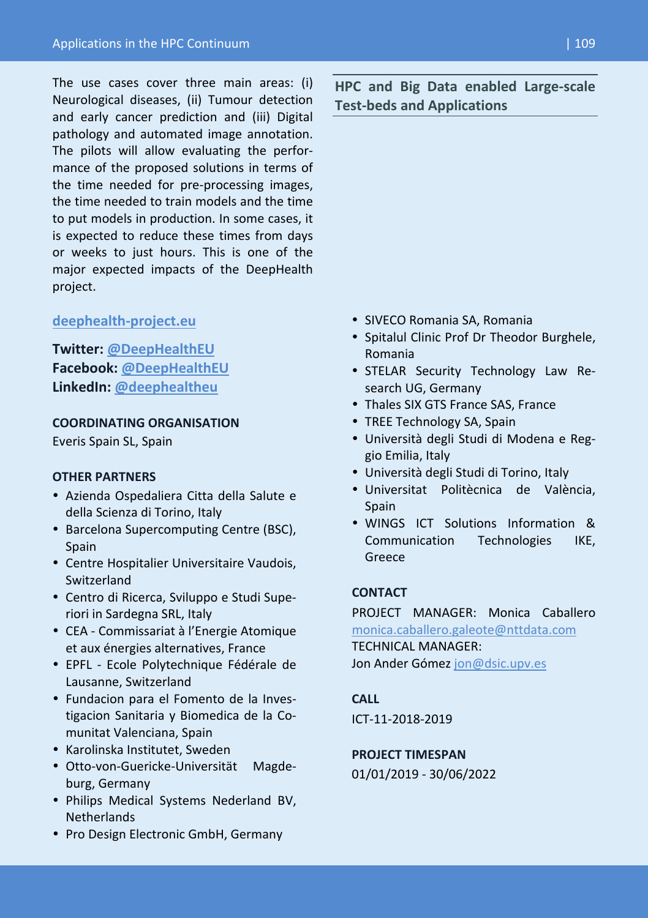The use cases cover three main areas: (i) Neurological diseases, (ii) Tumour detection and early cancer prediction and (iii) Digital pathology and automated image annotation. The pilots will allow evaluating the performance of the proposed solutions in terms of the time needed for pre-processing images, the time needed to train models and the time to put models in production. In some cases, it is expected to reduce these times from days or weeks to just hours. This is one of the major expected impacts of the DeepHealth project.

**deephealth-project.eu**

**Twitter: @DeepHealthEU**
**Facebook: @DeepHealthEU**
**LinkedIn: @deephealtheu**

**COORDINATING ORGANISATION**

Everis Spain SL, Spain

**OTHER PARTNERS**

- Azienda Ospedaliera Citta della Salute e della Scienza di Torino, Italy
- Barcelona Supercomputing Centre (BSC), Spain
- Centre Hospitalier Universitaire Vaudois, Switzerland
- Centro di Ricerca, Sviluppo e Studi Superiori in Sardegna SRL, Italy
- CEA - Commissariat à l'Energie Atomique et aux énergies alternatives, France
- EPFL - Ecole Polytechnique Fédérale de Lausanne, Switzerland
- Fundacion para el Fomento de la Investigacion Sanitaria y Biomedica de la Comunitat Valenciana, Spain
- Karolinska Institutet, Sweden
- Otto-von-Guericke-Universität Magdeburg, Germany
- Philips Medical Systems Nederland BV, Netherlands
- Pro Design Electronic GmbH, Germany
- SIVECO Romania SA, Romania
- Spitalul Clinic Prof Dr Theodor Burghele, Romania
- STELAR Security Technology Law Research UG, Germany
- Thales SIX GTS France SAS, France
- TREE Technology SA, Spain
- Università degli Studi di Modena e Reggio Emilia, Italy
- Università degli Studi di Torino, Italy
- Universitat Politècnica de València, Spain
- WINGS ICT Solutions Information & Communication Technologies IKE, Greece

## HPC and Big Data enabled Large-scale Test-beds and Applications

**CONTACT**

PROJECT MANAGER: Monica Caballero monica.caballero.galeote@nttdata.com
TECHNICAL MANAGER:
Jon Ander Gómez jon@dsic.upv.es

**CALL**

ICT-11-2018-2019

**PROJECT TIMESPAN**

01/01/2019 - 30/06/2022